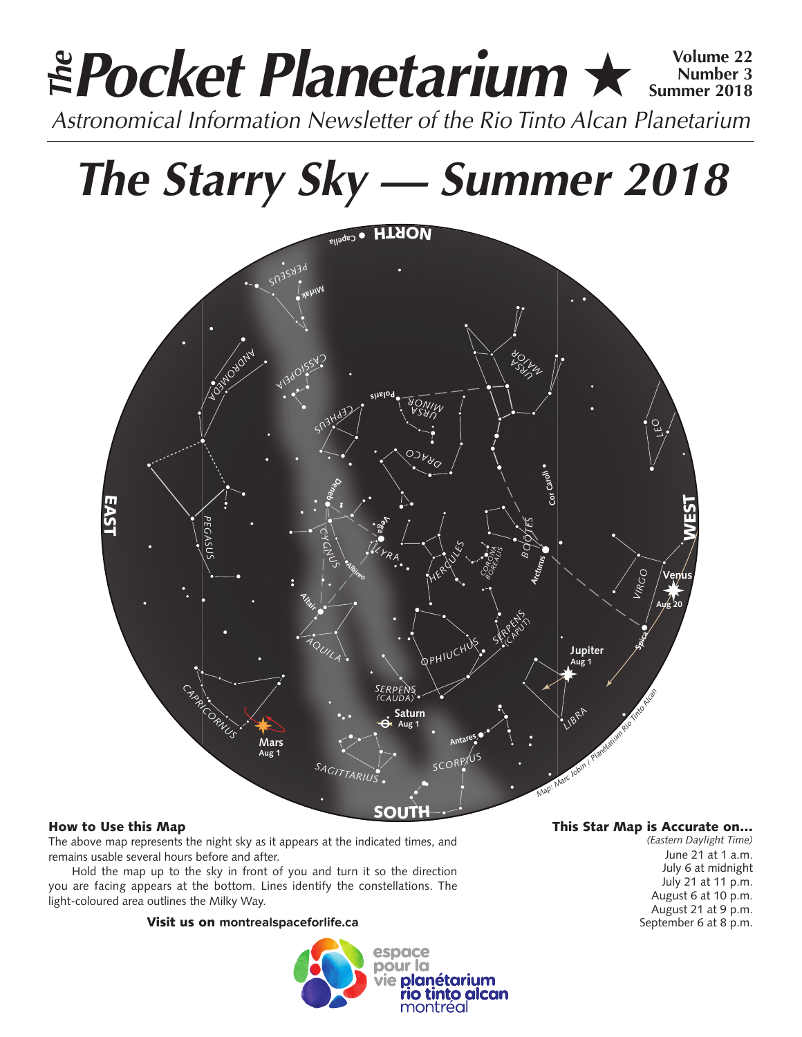# *The* Pocket Planetarium ★

**Volume 22**
**Number 3**
**Summer 2018**

*Astronomical Information Newsletter of the Rio Tinto Alcan Planetarium*

# *The Starry Sky — Summer 2018*

### How to Use this Map

The above map represents the night sky as it appears at the indicated times, and remains usable several hours before and after.

Hold the map up to the sky in front of you and turn it so the direction you are facing appears at the bottom. Lines identify the constellations. The light-coloured area outlines the Milky Way.

**Visit us on** montrealspaceforlife.ca

### This Star Map is Accurate on…

*(Eastern Daylight Time)*

June 21 at 1 a.m.
July 6 at midnight
July 21 at 11 p.m.
August 6 at 10 p.m.
August 21 at 9 p.m.
September 6 at 8 p.m.

espace pour la vie planétarium rio tinto alcan montréal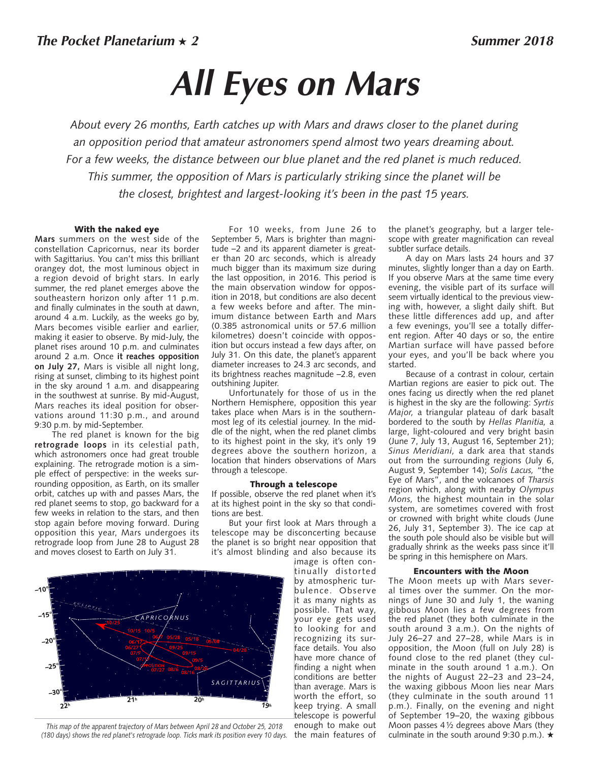# All Eyes on Mars

*About every 26 months, Earth catches up with Mars and draws closer to the planet during an opposition period that amateur astronomers spend almost two years dreaming about. For a few weeks, the distance between our blue planet and the red planet is much reduced. This summer, the opposition of Mars is particularly striking since the planet will be the closest, brightest and largest-looking it's been in the past 15 years.*

### With the naked eye

**Mars** summers on the west side of the constellation Capricornus, near its border with Sagittarius. You can't miss this brilliant orangey dot, the most luminous object in a region devoid of bright stars. In early summer, the red planet emerges above the southeastern horizon only after 11 p.m. and finally culminates in the south at dawn, around 4 a.m. Luckily, as the weeks go by, Mars becomes visible earlier and earlier, making it easier to observe. By mid-July, the planet rises around 10 p.m. and culminates around 2 a.m. Once **it reaches opposition on July 27,** Mars is visible all night long, rising at sunset, climbing to its highest point in the sky around 1 a.m. and disappearing in the southwest at sunrise. By mid-August, Mars reaches its ideal position for observations around 11:30 p.m., and around 9:30 p.m. by mid-September.

The red planet is known for the big **retrograde loops** in its celestial path, which astronomers once had great trouble explaining. The retrograde motion is a simple effect of perspective: in the weeks surrounding opposition, as Earth, on its smaller orbit, catches up with and passes Mars, the red planet seems to stop, go backward for a few weeks in relation to the stars, and then stop again before moving forward. During opposition this year, Mars undergoes its retrograde loop from June 28 to August 28 and moves closest to Earth on July 31.

*This map of the apparent trajectory of Mars between April 28 and October 25, 2018 (180 days) shows the red planet's retrograde loop. Ticks mark its position every 10 days.*

For 10 weeks, from June 26 to September 5, Mars is brighter than magnitude –2 and its apparent diameter is greater than 20 arc seconds, which is already much bigger than its maximum size during the last opposition, in 2016. This period is the main observation window for opposition in 2018, but conditions are also decent a few weeks before and after. The minimum distance between Earth and Mars (0.385 astronomical units or 57.6 million kilometres) doesn't coincide with opposition but occurs instead a few days after, on July 31. On this date, the planet's apparent diameter increases to 24.3 arc seconds, and its brightness reaches magnitude –2.8, even outshining Jupiter.

Unfortunately for those of us in the Northern Hemisphere, opposition this year takes place when Mars is in the southernmost leg of its celestial journey. In the middle of the night, when the red planet climbs to its highest point in the sky, it's only 19 degrees above the southern horizon, a location that hinders observations of Mars through a telescope.

### Through a telescope

If possible, observe the red planet when it's at its highest point in the sky so that conditions are best.

But your first look at Mars through a telescope may be disconcerting because the planet is so bright near opposition that it's almost blinding and also because its image is often continually distorted by atmospheric turbulence. Observe it as many nights as possible. That way, your eye gets used to looking for and recognizing its surface details. You also have more chance of finding a night when conditions are better than average. Mars is worth the effort, so keep trying. A small telescope is powerful enough to make out the main features of the planet's geography, but a larger telescope with greater magnification can reveal subtler surface details.

A day on Mars lasts 24 hours and 37 minutes, slightly longer than a day on Earth. If you observe Mars at the same time every evening, the visible part of its surface will seem virtually identical to the previous viewing with, however, a slight daily shift. But these little differences add up, and after a few evenings, you'll see a totally different region. After 40 days or so, the entire Martian surface will have passed before your eyes, and you'll be back where you started.

Because of a contrast in colour, certain Martian regions are easier to pick out. The ones facing us directly when the red planet is highest in the sky are the following: *Syrtis Major,* a triangular plateau of dark basalt bordered to the south by *Hellas Planitia,* a large, light-coloured and very bright basin (June 7, July 13, August 16, September 21); *Sinus Meridiani*, a dark area that stands out from the surrounding regions (July 6, August 9, September 14); *Solis Lacus,* "the Eye of Mars", and the volcanoes of *Tharsis* region which, along with nearby *Olympus Mons,* the highest mountain in the solar system, are sometimes covered with frost or crowned with bright white clouds (June 26, July 31, September 3). The ice cap at the south pole should also be visible but will gradually shrink as the weeks pass since it'll be spring in this hemisphere on Mars.

### Encounters with the Moon

The Moon meets up with Mars several times over the summer. On the mornings of June 30 and July 1, the waning gibbous Moon lies a few degrees from the red planet (they both culminate in the south around 3 a.m.). On the nights of July 26–27 and 27–28, while Mars is in opposition, the Moon (full on July 28) is found close to the red planet (they culminate in the south around 1 a.m.). On the nights of August 22–23 and 23–24, the waxing gibbous Moon lies near Mars (they culminate in the south around 11 p.m.). Finally, on the evening and night of September 19–20, the waxing gibbous Moon passes 4½ degrees above Mars (they culminate in the south around 9:30 p.m.). ★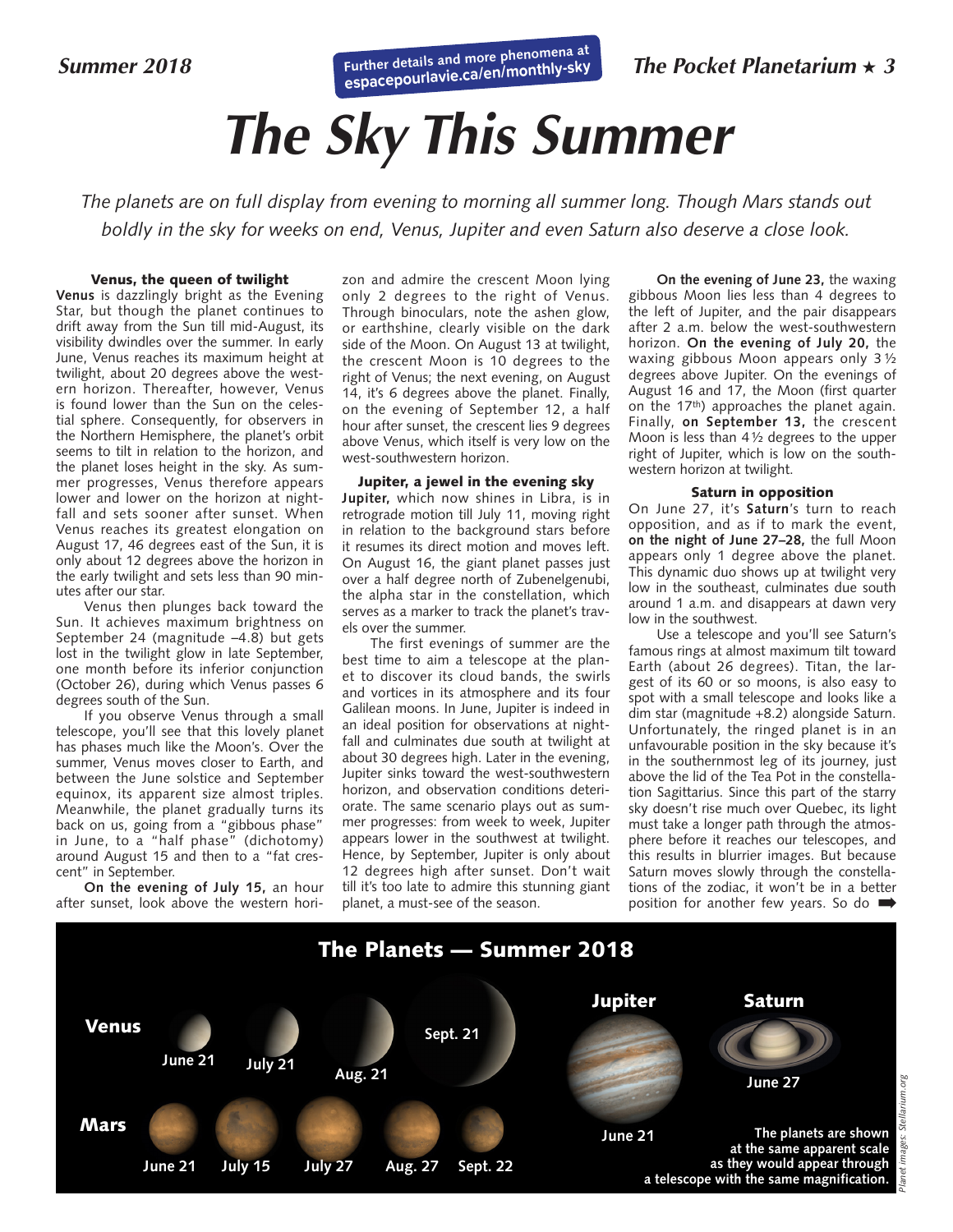# The Sky This Summer

*The planets are on full display from evening to morning all summer long. Though Mars stands out boldly in the sky for weeks on end, Venus, Jupiter and even Saturn also deserve a close look.*

Further details and more phenomena at espacepourlavie.ca/en/monthly-sky

### Venus, the queen of twilight

**Venus** is dazzlingly bright as the Evening Star, but though the planet continues to drift away from the Sun till mid-August, its visibility dwindles over the summer. In early June, Venus reaches its maximum height at twilight, about 20 degrees above the western horizon. Thereafter, however, Venus is found lower than the Sun on the celestial sphere. Consequently, for observers in the Northern Hemisphere, the planet's orbit seems to tilt in relation to the horizon, and the planet loses height in the sky. As summer progresses, Venus therefore appears lower and lower on the horizon at nightfall and sets sooner after sunset. When Venus reaches its greatest elongation on August 17, 46 degrees east of the Sun, it is only about 12 degrees above the horizon in the early twilight and sets less than 90 minutes after our star.

Venus then plunges back toward the Sun. It achieves maximum brightness on September 24 (magnitude –4.8) but gets lost in the twilight glow in late September, one month before its inferior conjunction (October 26), during which Venus passes 6 degrees south of the Sun.

If you observe Venus through a small telescope, you'll see that this lovely planet has phases much like the Moon's. Over the summer, Venus moves closer to Earth, and between the June solstice and September equinox, its apparent size almost triples. Meanwhile, the planet gradually turns its back on us, going from a "gibbous phase" in June, to a "half phase" (dichotomy) around August 15 and then to a "fat crescent" in September.

**On the evening of July 15,** an hour after sunset, look above the western horizon and admire the crescent Moon lying only 2 degrees to the right of Venus. Through binoculars, note the ashen glow, or earthshine, clearly visible on the dark side of the Moon. On August 13 at twilight, the crescent Moon is 10 degrees to the right of Venus; the next evening, on August 14, it's 6 degrees above the planet. Finally, on the evening of September 12, a half hour after sunset, the crescent lies 9 degrees above Venus, which itself is very low on the west-southwestern horizon.

### Jupiter, a jewel in the evening sky

**Jupiter,** which now shines in Libra, is in retrograde motion till July 11, moving right in relation to the background stars before it resumes its direct motion and moves left. On August 16, the giant planet passes just over a half degree north of Zubenelgenubi, the alpha star in the constellation, which serves as a marker to track the planet's travels over the summer.

The first evenings of summer are the best time to aim a telescope at the planet to discover its cloud bands, the swirls and vortices in its atmosphere and its four Galilean moons. In June, Jupiter is indeed in an ideal position for observations at nightfall and culminates due south at twilight at about 30 degrees high. Later in the evening, Jupiter sinks toward the west-southwestern horizon, and observation conditions deteriorate. The same scenario plays out as summer progresses: from week to week, Jupiter appears lower in the southwest at twilight. Hence, by September, Jupiter is only about 12 degrees high after sunset. Don't wait till it's too late to admire this stunning giant planet, a must-see of the season.

**On the evening of June 23,** the waxing gibbous Moon lies less than 4 degrees to the left of Jupiter, and the pair disappears after 2 a.m. below the west-southwestern horizon. **On the evening of July 20,** the waxing gibbous Moon appears only 3½ degrees above Jupiter. On the evenings of August 16 and 17, the Moon (first quarter on the 17th) approaches the planet again. Finally, **on September 13,** the crescent Moon is less than 4½ degrees to the upper right of Jupiter, which is low on the southwestern horizon at twilight.

### Saturn in opposition

On June 27, it's **Saturn**'s turn to reach opposition, and as if to mark the event, **on the night of June 27–28,** the full Moon appears only 1 degree above the planet. This dynamic duo shows up at twilight very low in the southeast, culminates due south around 1 a.m. and disappears at dawn very low in the southwest.

Use a telescope and you'll see Saturn's famous rings at almost maximum tilt toward Earth (about 26 degrees). Titan, the largest of its 60 or so moons, is also easy to spot with a small telescope and looks like a dim star (magnitude +8.2) alongside Saturn. Unfortunately, the ringed planet is in an unfavourable position in the sky because it's in the southernmost leg of its journey, just above the lid of the Tea Pot in the constellation Sagittarius. Since this part of the starry sky doesn't rise much over Quebec, its light must take a longer path through the atmosphere before it reaches our telescopes, and this results in blurrier images. But because Saturn moves slowly through the constellations of the zodiac, it won't be in a better position for another few years. So do ➡

## The Planets — Summer 2018

**Venus:** June 21 · July 21 · Aug. 21 · Sept. 21

**Mars:** June 21 · July 15 · July 27 · Aug. 27 · Sept. 22

**Jupiter:** June 21

**Saturn:** June 27

**The planets are shown at the same apparent scale as they would appear through a telescope with the same magnification.**

*Planet images: Stellarium.org*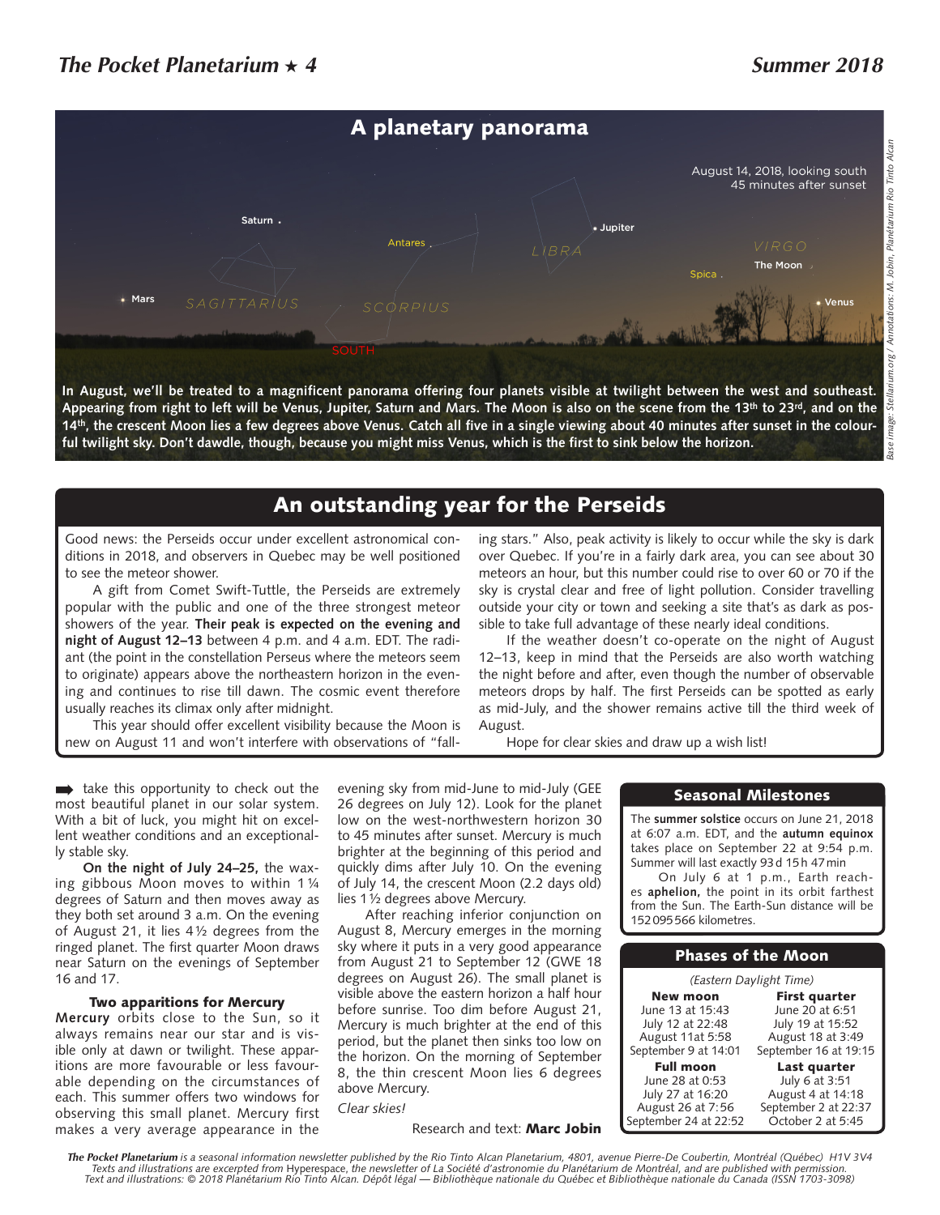## A planetary panorama

August 14, 2018, looking south
45 minutes after sunset

Saturn
Antares
LIBRA
Jupiter
VIRGO
The Moon
Spica
Mars
SAGITTARIUS
SCORPIUS
Venus
SOUTH

*Base image: Stellarium.org / Annotations: M. Jobin, Planétarium Rio Tinto Alcan*

**In August, we'll be treated to a magnificent panorama offering four planets visible at twilight between the west and southeast. Appearing from right to left will be Venus, Jupiter, Saturn and Mars. The Moon is also on the scene from the 13th to 23rd, and on the 14th, the crescent Moon lies a few degrees above Venus. Catch all five in a single viewing about 40 minutes after sunset in the colourful twilight sky. Don't dawdle, though, because you might miss Venus, which is the first to sink below the horizon.**

## An outstanding year for the Perseids

Good news: the Perseids occur under excellent astronomical conditions in 2018, and observers in Quebec may be well positioned to see the meteor shower.

A gift from Comet Swift-Tuttle, the Perseids are extremely popular with the public and one of the three strongest meteor showers of the year. **Their peak is expected on the evening and night of August 12–13** between 4 p.m. and 4 a.m. EDT. The radiant (the point in the constellation Perseus where the meteors seem to originate) appears above the northeastern horizon in the evening and continues to rise till dawn. The cosmic event therefore usually reaches its climax only after midnight.

This year should offer excellent visibility because the Moon is new on August 11 and won't interfere with observations of "falling stars." Also, peak activity is likely to occur while the sky is dark over Quebec. If you're in a fairly dark area, you can see about 30 meteors an hour, but this number could rise to over 60 or 70 if the sky is crystal clear and free of light pollution. Consider travelling outside your city or town and seeking a site that's as dark as possible to take full advantage of these nearly ideal conditions.

If the weather doesn't co-operate on the night of August 12–13, keep in mind that the Perseids are also worth watching the night before and after, even though the number of observable meteors drops by half. The first Perseids can be spotted as early as mid-July, and the shower remains active till the third week of August.

Hope for clear skies and draw up a wish list!

➡ take this opportunity to check out the most beautiful planet in our solar system. With a bit of luck, you might hit on excellent weather conditions and an exceptionally stable sky.

**On the night of July 24–25,** the waxing gibbous Moon moves to within 1¼ degrees of Saturn and then moves away as they both set around 3 a.m. On the evening of August 21, it lies 4½ degrees from the ringed planet. The first quarter Moon draws near Saturn on the evenings of September 16 and 17.

### Two apparitions for Mercury

**Mercury** orbits close to the Sun, so it always remains near our star and is visible only at dawn or twilight. These apparitions are more favourable or less favourable depending on the circumstances of each. This summer offers two windows for observing this small planet. Mercury first makes a very average appearance in the evening sky from mid-June to mid-July (GEE 26 degrees on July 12). Look for the planet low on the west-northwestern horizon 30 to 45 minutes after sunset. Mercury is much brighter at the beginning of this period and quickly dims after July 10. On the evening of July 14, the crescent Moon (2.2 days old) lies 1½ degrees above Mercury.

After reaching inferior conjunction on August 8, Mercury emerges in the morning sky where it puts in a very good appearance from August 21 to September 12 (GWE 18 degrees on August 26). The small planet is visible above the eastern horizon a half hour before sunrise. Too dim before August 21, Mercury is much brighter at the end of this period, but the planet then sinks too low on the horizon. On the morning of September 8, the thin crescent Moon lies 6 degrees above Mercury.

*Clear skies!*

Research and text: **Marc Jobin**

### Seasonal Milestones

The **summer solstice** occurs on June 21, 2018 at 6:07 a.m. EDT, and the **autumn equinox** takes place on September 22 at 9:54 p.m. Summer will last exactly 93 d 15 h 47 min

On July 6 at 1 p.m., Earth reaches **aphelion,** the point in its orbit farthest from the Sun. The Earth-Sun distance will be 152 095 566 kilometres.

### Phases of the Moon

*(Eastern Daylight Time)*

| New moon | First quarter |
|---|---|
| June 13 at 15:43 | June 20 at 6:51 |
| July 12 at 22:48 | July 19 at 15:52 |
| August 11at 5:58 | August 18 at 3:49 |
| September 9 at 14:01 | September 16 at 19:15 |
| **Full moon** | **Last quarter** |
| June 28 at 0:53 | July 6 at 3:51 |
| July 27 at 16:20 | August 4 at 14:18 |
| August 26 at 7:56 | September 2 at 22:37 |
| September 24 at 22:52 | October 2 at 5:45 |

*__The Pocket Planetarium__ is a seasonal information newsletter published by the Rio Tinto Alcan Planetarium, 4801, avenue Pierre-De Coubertin, Montréal (Québec) H1V 3V4
Texts and illustrations are excerpted from* Hyperespace*, the newsletter of La Société d'astronomie du Planétarium de Montréal, and are published with permission.
Text and illustrations: © 2018 Planétarium Rio Tinto Alcan. Dépôt légal — Bibliothèque nationale du Québec et Bibliothèque nationale du Canada (ISSN 1703-3098)*